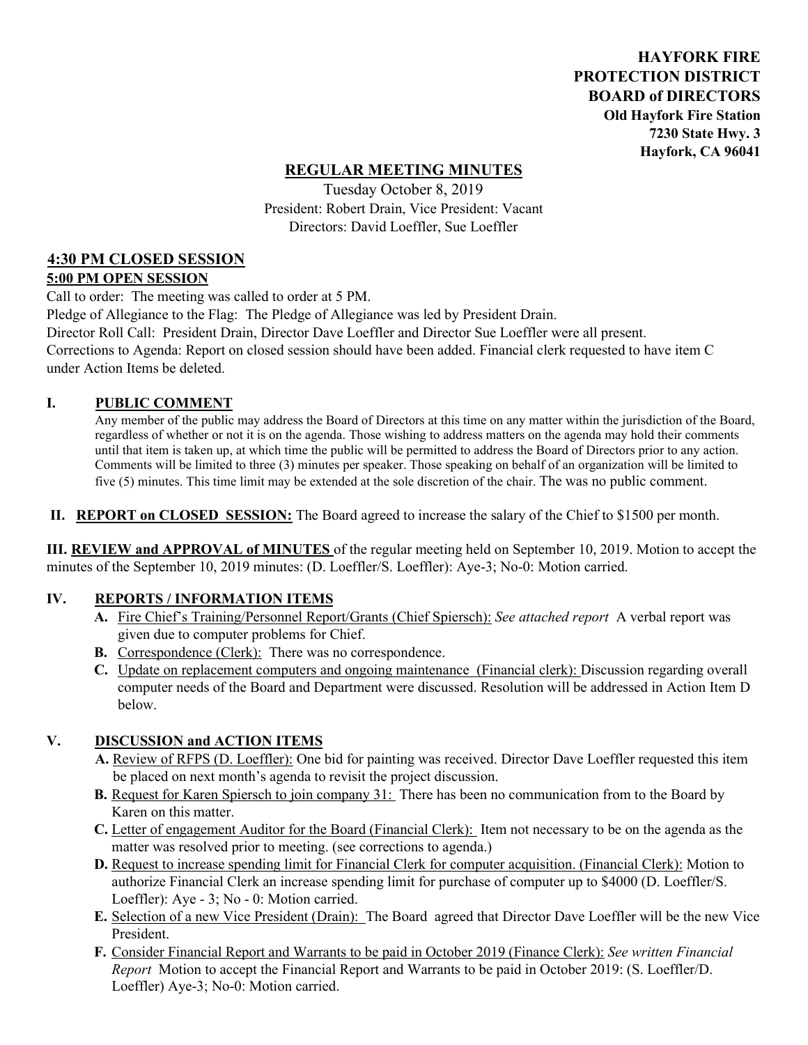**HAYFORK FIRE PROTECTION DISTRICT BOARD of DIRECTORS**
**Old Hayfork Fire Station**
**7230 State Hwy. 3**
**Hayfork, CA 96041**

# REGULAR MEETING MINUTES

Tuesday October 8, 2019
President: Robert Drain, Vice President: Vacant
Directors: David Loeffler, Sue Loeffler

## 4:30 PM CLOSED SESSION

## 5:00 PM OPEN SESSION

Call to order: The meeting was called to order at 5 PM.
Pledge of Allegiance to the Flag: The Pledge of Allegiance was led by President Drain.
Director Roll Call: President Drain, Director Dave Loeffler and Director Sue Loeffler were all present.
Corrections to Agenda: Report on closed session should have been added. Financial clerk requested to have item C under Action Items be deleted.

## I. PUBLIC COMMENT

Any member of the public may address the Board of Directors at this time on any matter within the jurisdiction of the Board, regardless of whether or not it is on the agenda. Those wishing to address matters on the agenda may hold their comments until that item is taken up, at which time the public will be permitted to address the Board of Directors prior to any action. Comments will be limited to three (3) minutes per speaker. Those speaking on behalf of an organization will be limited to five (5) minutes. This time limit may be extended at the sole discretion of the chair. The was no public comment.

**II. REPORT on CLOSED SESSION:** The Board agreed to increase the salary of the Chief to $1500 per month.

**III. REVIEW and APPROVAL of MINUTES** of the regular meeting held on September 10, 2019. Motion to accept the minutes of the September 10, 2019 minutes: (D. Loeffler/S. Loeffler): Aye-3; No-0: Motion carried.

## IV. REPORTS / INFORMATION ITEMS

- **A.** Fire Chief's Training/Personnel Report/Grants (Chief Spiersch): *See attached report* A verbal report was given due to computer problems for Chief.
- **B.** Correspondence (Clerk): There was no correspondence.
- **C.** Update on replacement computers and ongoing maintenance (Financial clerk): Discussion regarding overall computer needs of the Board and Department were discussed. Resolution will be addressed in Action Item D below.

## V. DISCUSSION and ACTION ITEMS

- **A.** Review of RFPS (D. Loeffler): One bid for painting was received. Director Dave Loeffler requested this item be placed on next month's agenda to revisit the project discussion.
- **B.** Request for Karen Spiersch to join company 31: There has been no communication from to the Board by Karen on this matter.
- **C.** Letter of engagement Auditor for the Board (Financial Clerk): Item not necessary to be on the agenda as the matter was resolved prior to meeting. (see corrections to agenda.)
- **D.** Request to increase spending limit for Financial Clerk for computer acquisition. (Financial Clerk): Motion to authorize Financial Clerk an increase spending limit for purchase of computer up to $4000 (D. Loeffler/S. Loeffler): Aye - 3; No - 0: Motion carried.
- **E.** Selection of a new Vice President (Drain): The Board agreed that Director Dave Loeffler will be the new Vice President.
- **F.** Consider Financial Report and Warrants to be paid in October 2019 (Finance Clerk): *See written Financial Report* Motion to accept the Financial Report and Warrants to be paid in October 2019: (S. Loeffler/D. Loeffler) Aye-3; No-0: Motion carried.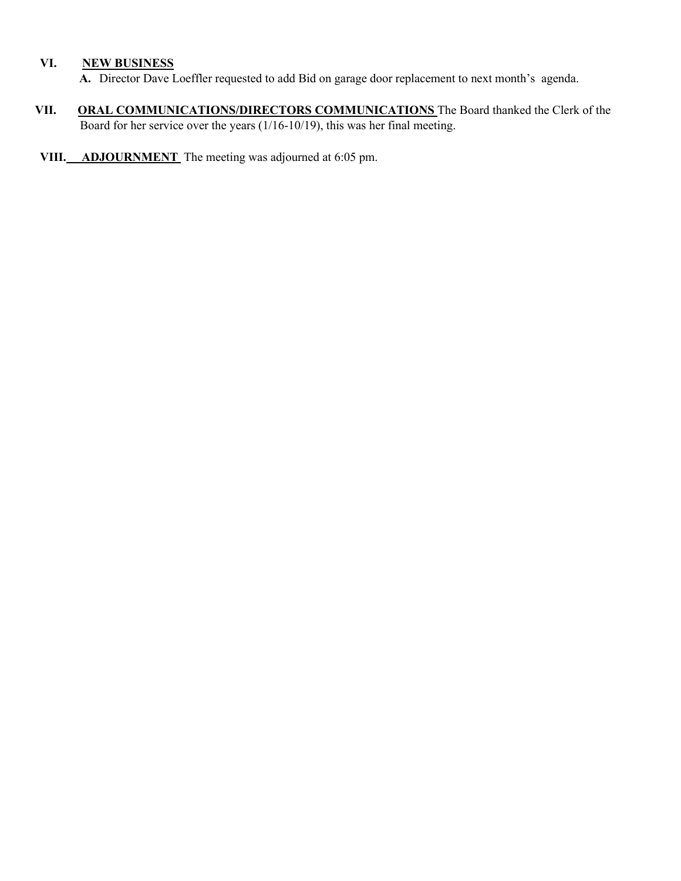## VI. NEW BUSINESS

**A.** Director Dave Loeffler requested to add Bid on garage door replacement to next month's agenda.

## VII. ORAL COMMUNICATIONS/DIRECTORS COMMUNICATIONS

The Board thanked the Clerk of the Board for her service over the years (1/16-10/19), this was her final meeting.

## VIII. ADJOURNMENT

The meeting was adjourned at 6:05 pm.